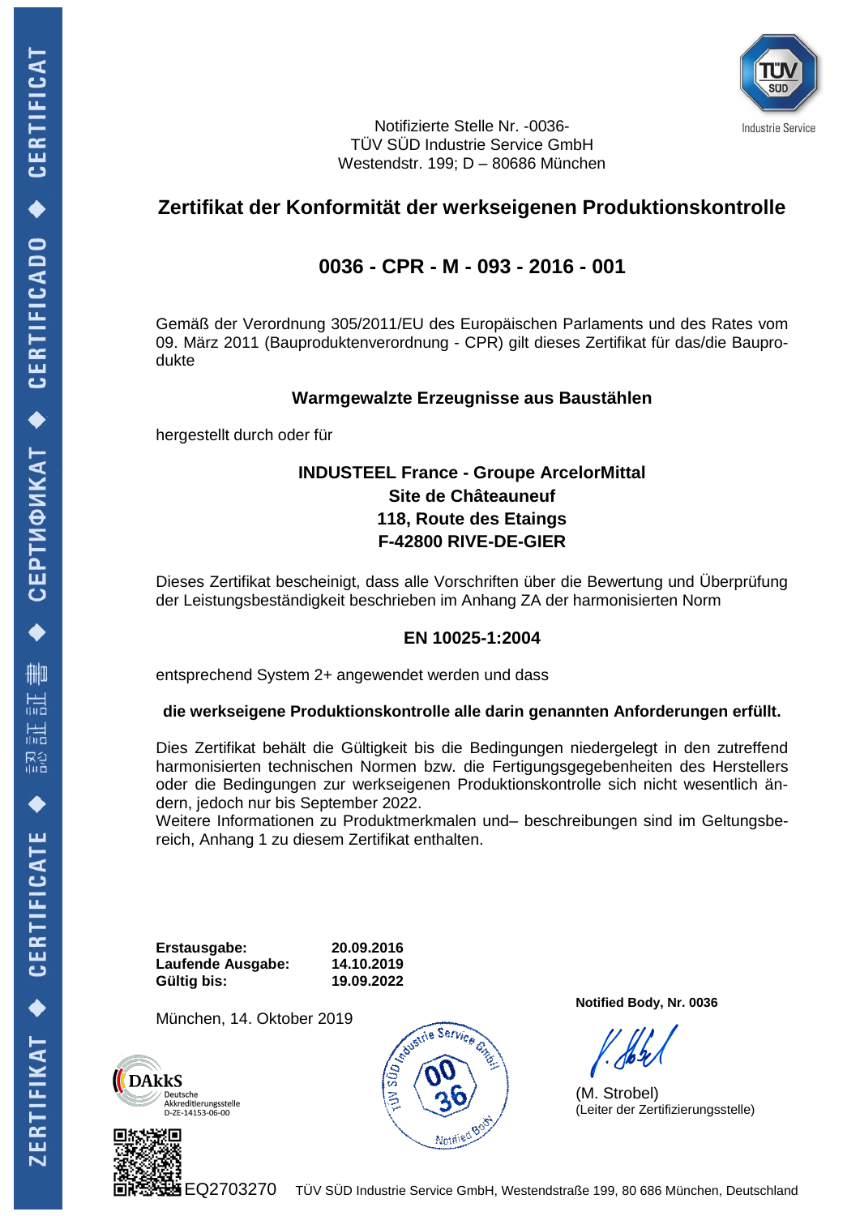Notifizierte Stelle Nr. -0036-
TÜV SÜD Industrie Service GmbH
Westendstr. 199; D – 80686 München

# Zertifikat der Konformität der werkseigenen Produktionskontrolle

## 0036 - CPR - M - 093 - 2016 - 001

Gemäß der Verordnung 305/2011/EU des Europäischen Parlaments und des Rates vom 09. März 2011 (Bauproduktenverordnung - CPR) gilt dieses Zertifikat für das/die Bauprodukte

**Warmgewalzte Erzeugnisse aus Baustählen**

hergestellt durch oder für

**INDUSTEEL France - Groupe ArcelorMittal**
**Site de Châteauneuf**
**118, Route des Etaings**
**F-42800 RIVE-DE-GIER**

Dieses Zertifikat bescheinigt, dass alle Vorschriften über die Bewertung und Überprüfung der Leistungsbeständigkeit beschrieben im Anhang ZA der harmonisierten Norm

**EN 10025-1:2004**

entsprechend System 2+ angewendet werden und dass

**die werkseigene Produktionskontrolle alle darin genannten Anforderungen erfüllt.**

Dies Zertifikat behält die Gültigkeit bis die Bedingungen niedergelegt in den zutreffend harmonisierten technischen Normen bzw. die Fertigungsgegebenheiten des Herstellers oder die Bedingungen zur werkseigenen Produktionskontrolle sich nicht wesentlich ändern, jedoch nur bis September 2022.
Weitere Informationen zu Produktmerkmalen und– beschreibungen sind im Geltungsbereich, Anhang 1 zu diesem Zertifikat enthalten.

| | |
|---|---|
| **Erstausgabe:** | **20.09.2016** |
| **Laufende Ausgabe:** | **14.10.2019** |
| **Gültig bis:** | **19.09.2022** |

München, 14. Oktober 2019

**Notified Body, Nr. 0036**

(M. Strobel)
(Leiter der Zertifizierungsstelle)

DAkkS Deutsche Akkreditierungsstelle D-ZE-14153-06-00

EQ2703270 TÜV SÜD Industrie Service GmbH, Westendstraße 199, 80 686 München, Deutschland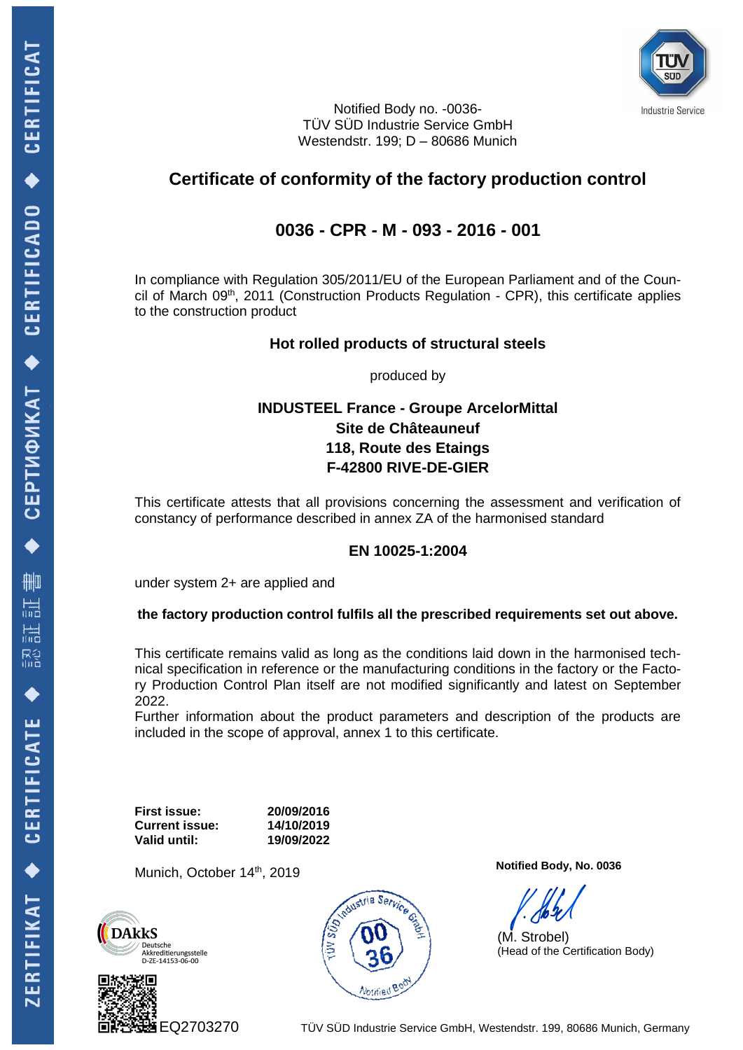Notified Body no. -0036-
TÜV SÜD Industrie Service GmbH
Westendstr. 199; D – 80686 Munich

# Certificate of conformity of the factory production control

## 0036 - CPR - M - 093 - 2016 - 001

In compliance with Regulation 305/2011/EU of the European Parliament and of the Council of March 09th, 2011 (Construction Products Regulation - CPR), this certificate applies to the construction product

**Hot rolled products of structural steels**

produced by

**INDUSTEEL France - Groupe ArcelorMittal**
**Site de Châteauneuf**
**118, Route des Etaings**
**F-42800 RIVE-DE-GIER**

This certificate attests that all provisions concerning the assessment and verification of constancy of performance described in annex ZA of the harmonised standard

**EN 10025-1:2004**

under system 2+ are applied and

**the factory production control fulfils all the prescribed requirements set out above.**

This certificate remains valid as long as the conditions laid down in the harmonised technical specification in reference or the manufacturing conditions in the factory or the Factory Production Control Plan itself are not modified significantly and latest on September 2022.
Further information about the product parameters and description of the products are included in the scope of approval, annex 1 to this certificate.

| | |
|---|---|
| **First issue:** | **20/09/2016** |
| **Current issue:** | **14/10/2019** |
| **Valid until:** | **19/09/2022** |

Munich, October 14th, 2019

**Notified Body, No. 0036**

(M. Strobel)
(Head of the Certification Body)

DAkkS Deutsche Akkreditierungsstelle D-ZE-14153-06-00

EQ2703270

TÜV SÜD Industrie Service GmbH, Westendstr. 199, 80686 Munich, Germany